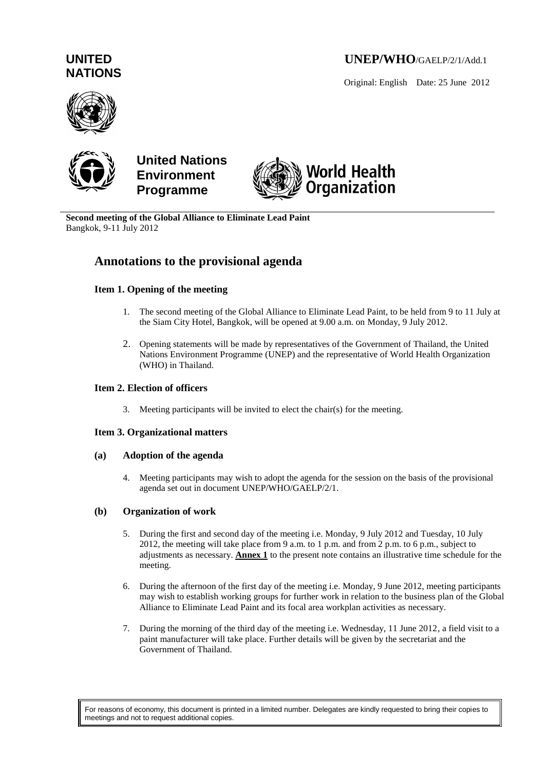**UNITED NATIONS**

**UNEP/WHO**/GAELP/2/1/Add.1

Original: English Date: 25 June 2012

**United Nations Environment Programme**

**World Health Organization**

**Second meeting of the Global Alliance to Eliminate Lead Paint**
Bangkok, 9-11 July 2012

# Annotations to the provisional agenda

### Item 1. Opening of the meeting

1. The second meeting of the Global Alliance to Eliminate Lead Paint, to be held from 9 to 11 July at the Siam City Hotel, Bangkok, will be opened at 9.00 a.m. on Monday, 9 July 2012.
2. Opening statements will be made by representatives of the Government of Thailand, the United Nations Environment Programme (UNEP) and the representative of World Health Organization (WHO) in Thailand.

### Item 2. Election of officers

3. Meeting participants will be invited to elect the chair(s) for the meeting.

### Item 3. Organizational matters

#### (a) Adoption of the agenda

4. Meeting participants may wish to adopt the agenda for the session on the basis of the provisional agenda set out in document UNEP/WHO/GAELP/2/1.

#### (b) Organization of work

5. During the first and second day of the meeting i.e. Monday, 9 July 2012 and Tuesday, 10 July 2012, the meeting will take place from 9 a.m. to 1 p.m. and from 2 p.m. to 6 p.m., subject to adjustments as necessary. **Annex 1** to the present note contains an illustrative time schedule for the meeting.
6. During the afternoon of the first day of the meeting i.e. Monday, 9 June 2012, meeting participants may wish to establish working groups for further work in relation to the business plan of the Global Alliance to Eliminate Lead Paint and its focal area workplan activities as necessary.
7. During the morning of the third day of the meeting i.e. Wednesday, 11 June 2012, a field visit to a paint manufacturer will take place. Further details will be given by the secretariat and the Government of Thailand.

For reasons of economy, this document is printed in a limited number. Delegates are kindly requested to bring their copies to meetings and not to request additional copies.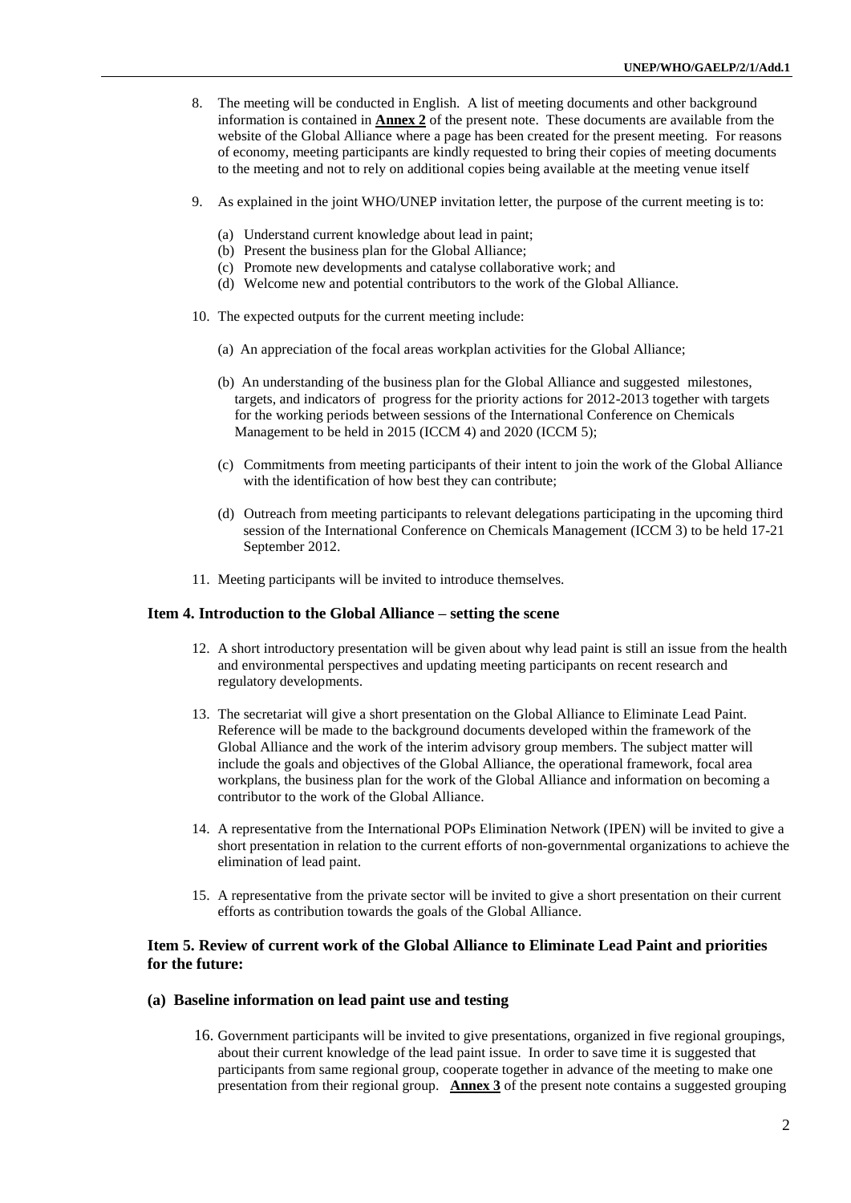8. The meeting will be conducted in English. A list of meeting documents and other background information is contained in **Annex 2** of the present note. These documents are available from the website of the Global Alliance where a page has been created for the present meeting. For reasons of economy, meeting participants are kindly requested to bring their copies of meeting documents to the meeting and not to rely on additional copies being available at the meeting venue itself

9. As explained in the joint WHO/UNEP invitation letter, the purpose of the current meeting is to:

   (a) Understand current knowledge about lead in paint;
   (b) Present the business plan for the Global Alliance;
   (c) Promote new developments and catalyse collaborative work; and
   (d) Welcome new and potential contributors to the work of the Global Alliance.

10. The expected outputs for the current meeting include:

    (a) An appreciation of the focal areas workplan activities for the Global Alliance;

    (b) An understanding of the business plan for the Global Alliance and suggested milestones, targets, and indicators of progress for the priority actions for 2012-2013 together with targets for the working periods between sessions of the International Conference on Chemicals Management to be held in 2015 (ICCM 4) and 2020 (ICCM 5);

    (c) Commitments from meeting participants of their intent to join the work of the Global Alliance with the identification of how best they can contribute;

    (d) Outreach from meeting participants to relevant delegations participating in the upcoming third session of the International Conference on Chemicals Management (ICCM 3) to be held 17-21 September 2012.

11. Meeting participants will be invited to introduce themselves.

### Item 4. Introduction to the Global Alliance – setting the scene

12. A short introductory presentation will be given about why lead paint is still an issue from the health and environmental perspectives and updating meeting participants on recent research and regulatory developments.

13. The secretariat will give a short presentation on the Global Alliance to Eliminate Lead Paint. Reference will be made to the background documents developed within the framework of the Global Alliance and the work of the interim advisory group members. The subject matter will include the goals and objectives of the Global Alliance, the operational framework, focal area workplans, the business plan for the work of the Global Alliance and information on becoming a contributor to the work of the Global Alliance.

14. A representative from the International POPs Elimination Network (IPEN) will be invited to give a short presentation in relation to the current efforts of non-governmental organizations to achieve the elimination of lead paint.

15. A representative from the private sector will be invited to give a short presentation on their current efforts as contribution towards the goals of the Global Alliance.

### Item 5. Review of current work of the Global Alliance to Eliminate Lead Paint and priorities for the future:

#### (a) Baseline information on lead paint use and testing

16. Government participants will be invited to give presentations, organized in five regional groupings, about their current knowledge of the lead paint issue. In order to save time it is suggested that participants from same regional group, cooperate together in advance of the meeting to make one presentation from their regional group. **Annex 3** of the present note contains a suggested grouping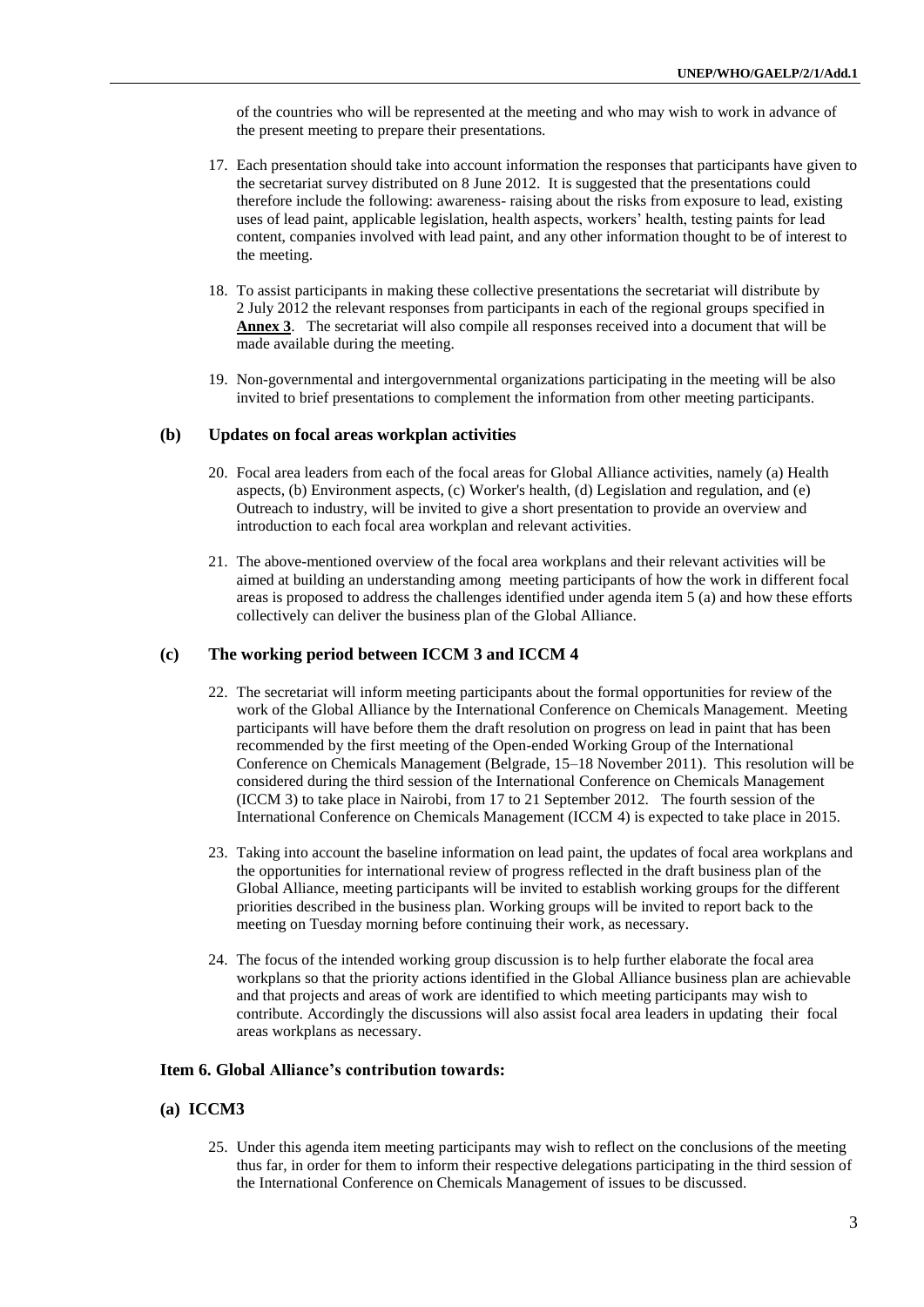of the countries who will be represented at the meeting and who may wish to work in advance of the present meeting to prepare their presentations.

17. Each presentation should take into account information the responses that participants have given to the secretariat survey distributed on 8 June 2012. It is suggested that the presentations could therefore include the following: awareness- raising about the risks from exposure to lead, existing uses of lead paint, applicable legislation, health aspects, workers' health, testing paints for lead content, companies involved with lead paint, and any other information thought to be of interest to the meeting.

18. To assist participants in making these collective presentations the secretariat will distribute by 2 July 2012 the relevant responses from participants in each of the regional groups specified in **Annex 3**. The secretariat will also compile all responses received into a document that will be made available during the meeting.

19. Non-governmental and intergovernmental organizations participating in the meeting will be also invited to brief presentations to complement the information from other meeting participants.

### (b) Updates on focal areas workplan activities

20. Focal area leaders from each of the focal areas for Global Alliance activities, namely (a) Health aspects, (b) Environment aspects, (c) Worker's health, (d) Legislation and regulation, and (e) Outreach to industry, will be invited to give a short presentation to provide an overview and introduction to each focal area workplan and relevant activities.

21. The above-mentioned overview of the focal area workplans and their relevant activities will be aimed at building an understanding among meeting participants of how the work in different focal areas is proposed to address the challenges identified under agenda item 5 (a) and how these efforts collectively can deliver the business plan of the Global Alliance.

### (c) The working period between ICCM 3 and ICCM 4

22. The secretariat will inform meeting participants about the formal opportunities for review of the work of the Global Alliance by the International Conference on Chemicals Management. Meeting participants will have before them the draft resolution on progress on lead in paint that has been recommended by the first meeting of the Open-ended Working Group of the International Conference on Chemicals Management (Belgrade, 15–18 November 2011). This resolution will be considered during the third session of the International Conference on Chemicals Management (ICCM 3) to take place in Nairobi, from 17 to 21 September 2012. The fourth session of the International Conference on Chemicals Management (ICCM 4) is expected to take place in 2015.

23. Taking into account the baseline information on lead paint, the updates of focal area workplans and the opportunities for international review of progress reflected in the draft business plan of the Global Alliance, meeting participants will be invited to establish working groups for the different priorities described in the business plan. Working groups will be invited to report back to the meeting on Tuesday morning before continuing their work, as necessary.

24. The focus of the intended working group discussion is to help further elaborate the focal area workplans so that the priority actions identified in the Global Alliance business plan are achievable and that projects and areas of work are identified to which meeting participants may wish to contribute. Accordingly the discussions will also assist focal area leaders in updating their focal areas workplans as necessary.

## Item 6. Global Alliance's contribution towards:

### (a) ICCM3

25. Under this agenda item meeting participants may wish to reflect on the conclusions of the meeting thus far, in order for them to inform their respective delegations participating in the third session of the International Conference on Chemicals Management of issues to be discussed.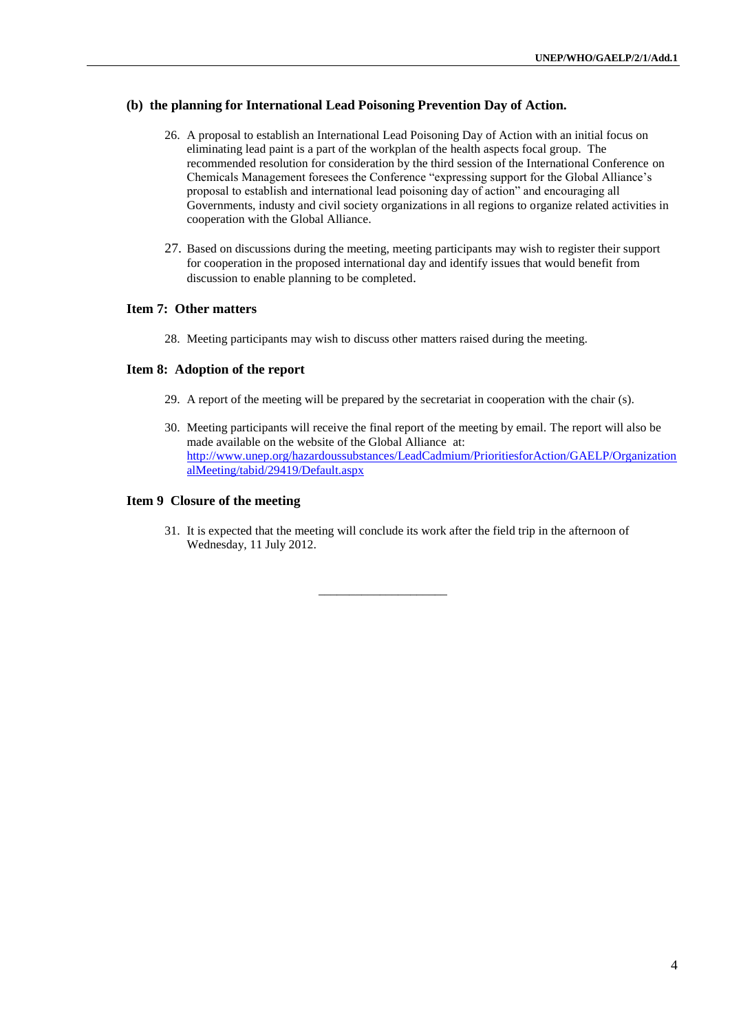### (b) the planning for International Lead Poisoning Prevention Day of Action.

26. A proposal to establish an International Lead Poisoning Day of Action with an initial focus on eliminating lead paint is a part of the workplan of the health aspects focal group. The recommended resolution for consideration by the third session of the International Conference on Chemicals Management foresees the Conference "expressing support for the Global Alliance's proposal to establish and international lead poisoning day of action" and encouraging all Governments, industy and civil society organizations in all regions to organize related activities in cooperation with the Global Alliance.

27. Based on discussions during the meeting, meeting participants may wish to register their support for cooperation in the proposed international day and identify issues that would benefit from discussion to enable planning to be completed.

### Item 7: Other matters

28. Meeting participants may wish to discuss other matters raised during the meeting.

### Item 8: Adoption of the report

29. A report of the meeting will be prepared by the secretariat in cooperation with the chair (s).

30. Meeting participants will receive the final report of the meeting by email. The report will also be made available on the website of the Global Alliance at: [http://www.unep.org/hazardoussubstances/LeadCadmium/PrioritiesforAction/GAELP/OrganizationalMeeting/tabid/29419/Default.aspx](http://www.unep.org/hazardoussubstances/LeadCadmium/PrioritiesforAction/GAELP/OrganizationalMeeting/tabid/29419/Default.aspx)

### Item 9 Closure of the meeting

31. It is expected that the meeting will conclude its work after the field trip in the afternoon of Wednesday, 11 July 2012.

---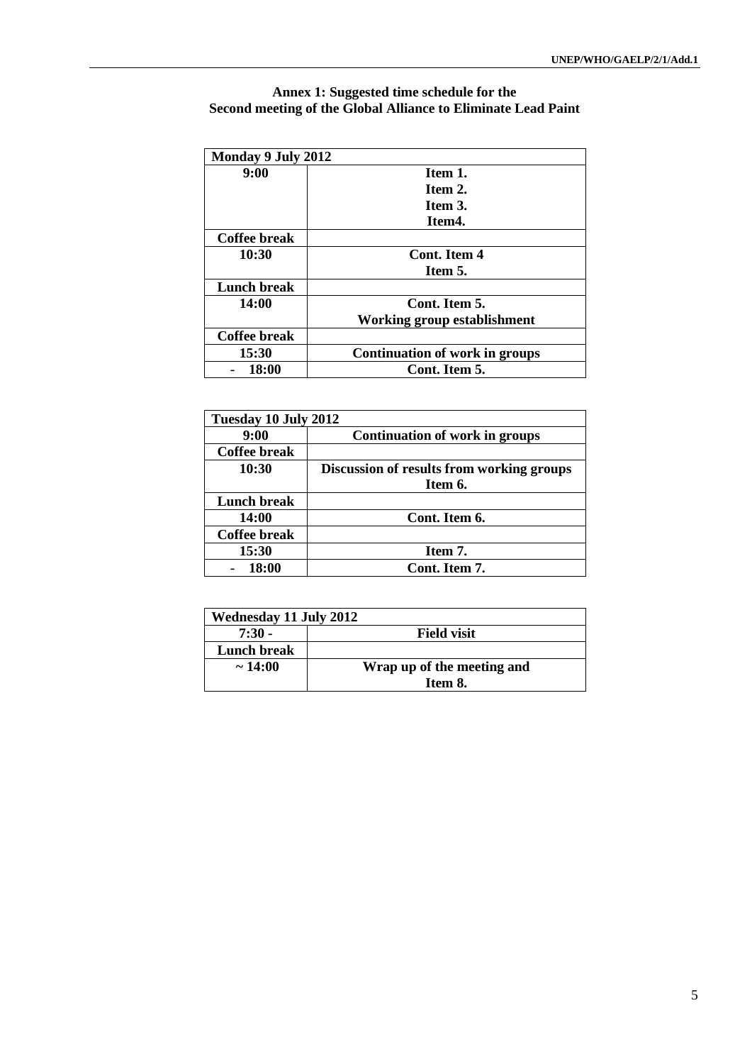**Annex 1: Suggested time schedule for the Second meeting of the Global Alliance to Eliminate Lead Paint**

| Monday 9 July 2012 | |
|---|---|
| 9:00 | Item 1.<br>Item 2.<br>Item 3.<br>Item4. |
| Coffee break | |
| 10:30 | Cont. Item 4<br>Item 5. |
| Lunch break | |
| 14:00 | Cont. Item 5.<br>Working group establishment |
| Coffee break | |
| 15:30 | Continuation of work in groups |
| - 18:00 | Cont. Item 5. |

| Tuesday 10 July 2012 | |
|---|---|
| 9:00 | Continuation of work in groups |
| Coffee break | |
| 10:30 | Discussion of results from working groups<br>Item 6. |
| Lunch break | |
| 14:00 | Cont. Item 6. |
| Coffee break | |
| 15:30 | Item 7. |
| - 18:00 | Cont. Item 7. |

| Wednesday 11 July 2012 | |
|---|---|
| 7:30 - | Field visit |
| Lunch break | |
| ~ 14:00 | Wrap up of the meeting and<br>Item 8. |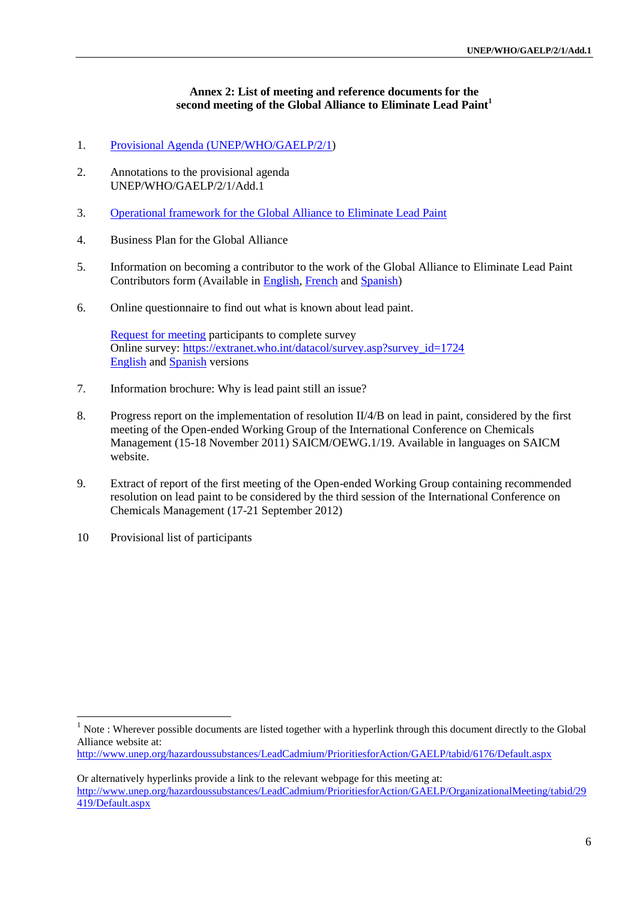**Annex 2: List of meeting and reference documents for the second meeting of the Global Alliance to Eliminate Lead Paint**[1]

1. Provisional Agenda (UNEP/WHO/GAELP/2/1)

2. Annotations to the provisional agenda
   UNEP/WHO/GAELP/2/1/Add.1

3. Operational framework for the Global Alliance to Eliminate Lead Paint

4. Business Plan for the Global Alliance

5. Information on becoming a contributor to the work of the Global Alliance to Eliminate Lead Paint Contributors form (Available in English, French and Spanish)

6. Online questionnaire to find out what is known about lead paint.

   Request for meeting participants to complete survey
   Online survey: https://extranet.who.int/datacol/survey.asp?survey_id=1724
   English and Spanish versions

7. Information brochure: Why is lead paint still an issue?

8. Progress report on the implementation of resolution II/4/B on lead in paint, considered by the first meeting of the Open-ended Working Group of the International Conference on Chemicals Management (15-18 November 2011) SAICM/OEWG.1/19. Available in languages on SAICM website.

9. Extract of report of the first meeting of the Open-ended Working Group containing recommended resolution on lead paint to be considered by the third session of the International Conference on Chemicals Management (17-21 September 2012)

10. Provisional list of participants

---

[1] Note : Wherever possible documents are listed together with a hyperlink through this document directly to the Global Alliance website at:
http://www.unep.org/hazardoussubstances/LeadCadmium/PrioritiesforAction/GAELP/tabid/6176/Default.aspx

Or alternatively hyperlinks provide a link to the relevant webpage for this meeting at:
http://www.unep.org/hazardoussubstances/LeadCadmium/PrioritiesforAction/GAELP/OrganizationalMeeting/tabid/29419/Default.aspx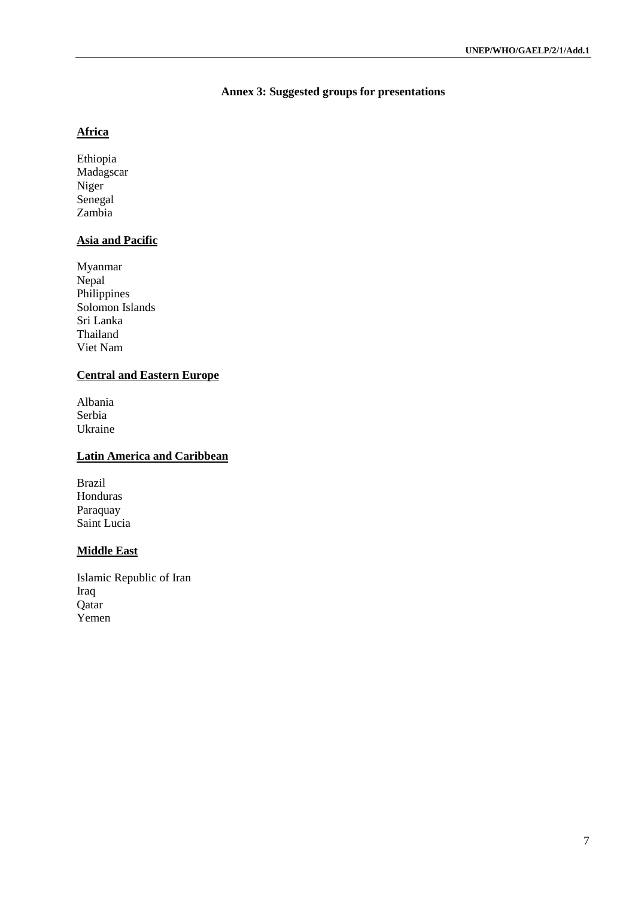# Annex 3: Suggested groups for presentations

## Africa

Ethiopia
Madagscar
Niger
Senegal
Zambia

## Asia and Pacific

Myanmar
Nepal
Philippines
Solomon Islands
Sri Lanka
Thailand
Viet Nam

## Central and Eastern Europe

Albania
Serbia
Ukraine

## Latin America and Caribbean

Brazil
Honduras
Paraquay
Saint Lucia

## Middle East

Islamic Republic of Iran
Iraq
Qatar
Yemen